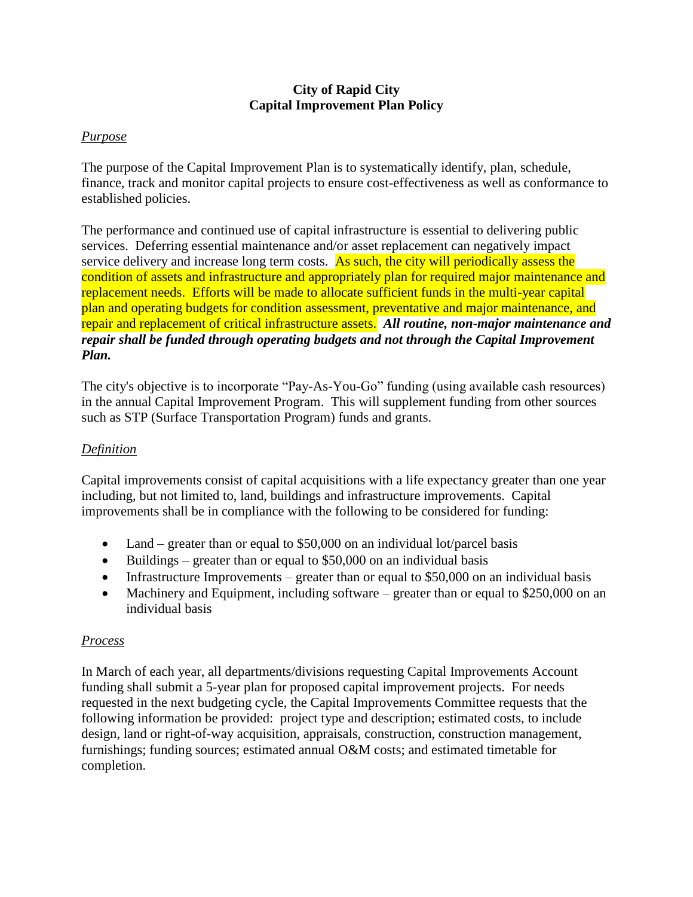**City of Rapid City**
**Capital Improvement Plan Policy**

*<u>Purpose</u>*

The purpose of the Capital Improvement Plan is to systematically identify, plan, schedule, finance, track and monitor capital projects to ensure cost-effectiveness as well as conformance to established policies.

The performance and continued use of capital infrastructure is essential to delivering public services. Deferring essential maintenance and/or asset replacement can negatively impact service delivery and increase long term costs. As such, the city will periodically assess the condition of assets and infrastructure and appropriately plan for required major maintenance and replacement needs. Efforts will be made to allocate sufficient funds in the multi-year capital plan and operating budgets for condition assessment, preventative and major maintenance, and repair and replacement of critical infrastructure assets. ***All routine, non-major maintenance and repair shall be funded through operating budgets and not through the Capital Improvement Plan.***

The city's objective is to incorporate "Pay-As-You-Go" funding (using available cash resources) in the annual Capital Improvement Program. This will supplement funding from other sources such as STP (Surface Transportation Program) funds and grants.

*<u>Definition</u>*

Capital improvements consist of capital acquisitions with a life expectancy greater than one year including, but not limited to, land, buildings and infrastructure improvements. Capital improvements shall be in compliance with the following to be considered for funding:

- Land – greater than or equal to $50,000 on an individual lot/parcel basis
- Buildings – greater than or equal to $50,000 on an individual basis
- Infrastructure Improvements – greater than or equal to $50,000 on an individual basis
- Machinery and Equipment, including software – greater than or equal to $250,000 on an individual basis

*<u>Process</u>*

In March of each year, all departments/divisions requesting Capital Improvements Account funding shall submit a 5-year plan for proposed capital improvement projects. For needs requested in the next budgeting cycle, the Capital Improvements Committee requests that the following information be provided: project type and description; estimated costs, to include design, land or right-of-way acquisition, appraisals, construction, construction management, furnishings; funding sources; estimated annual O&M costs; and estimated timetable for completion.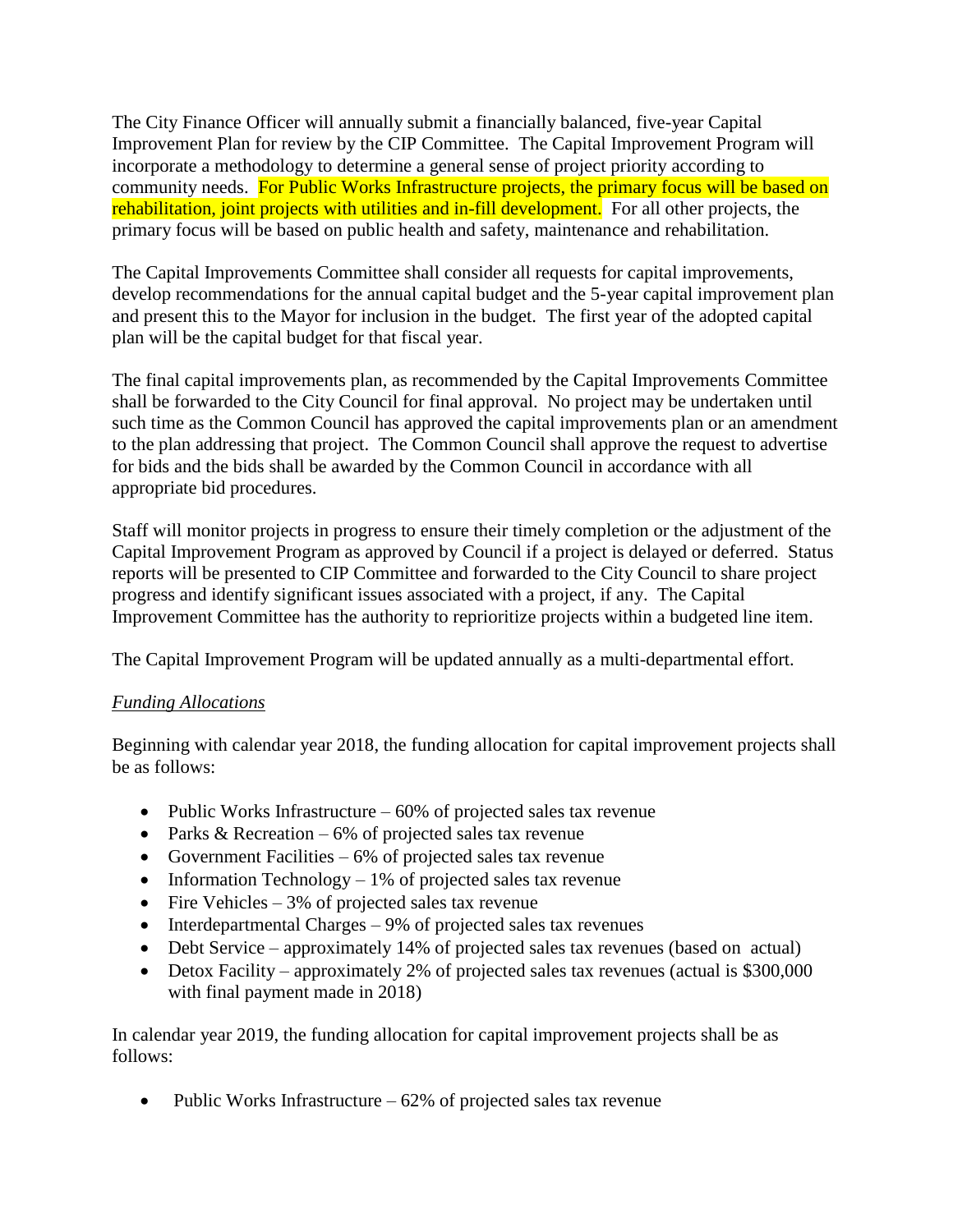The City Finance Officer will annually submit a financially balanced, five-year Capital Improvement Plan for review by the CIP Committee. The Capital Improvement Program will incorporate a methodology to determine a general sense of project priority according to community needs. For Public Works Infrastructure projects, the primary focus will be based on rehabilitation, joint projects with utilities and in-fill development. For all other projects, the primary focus will be based on public health and safety, maintenance and rehabilitation.

The Capital Improvements Committee shall consider all requests for capital improvements, develop recommendations for the annual capital budget and the 5-year capital improvement plan and present this to the Mayor for inclusion in the budget. The first year of the adopted capital plan will be the capital budget for that fiscal year.

The final capital improvements plan, as recommended by the Capital Improvements Committee shall be forwarded to the City Council for final approval. No project may be undertaken until such time as the Common Council has approved the capital improvements plan or an amendment to the plan addressing that project. The Common Council shall approve the request to advertise for bids and the bids shall be awarded by the Common Council in accordance with all appropriate bid procedures.

Staff will monitor projects in progress to ensure their timely completion or the adjustment of the Capital Improvement Program as approved by Council if a project is delayed or deferred. Status reports will be presented to CIP Committee and forwarded to the City Council to share project progress and identify significant issues associated with a project, if any. The Capital Improvement Committee has the authority to reprioritize projects within a budgeted line item.

The Capital Improvement Program will be updated annually as a multi-departmental effort.

*Funding Allocations*

Beginning with calendar year 2018, the funding allocation for capital improvement projects shall be as follows:

- Public Works Infrastructure – 60% of projected sales tax revenue
- Parks & Recreation – 6% of projected sales tax revenue
- Government Facilities – 6% of projected sales tax revenue
- Information Technology – 1% of projected sales tax revenue
- Fire Vehicles – 3% of projected sales tax revenue
- Interdepartmental Charges – 9% of projected sales tax revenues
- Debt Service – approximately 14% of projected sales tax revenues (based on actual)
- Detox Facility – approximately 2% of projected sales tax revenues (actual is $300,000 with final payment made in 2018)

In calendar year 2019, the funding allocation for capital improvement projects shall be as follows:

- Public Works Infrastructure – 62% of projected sales tax revenue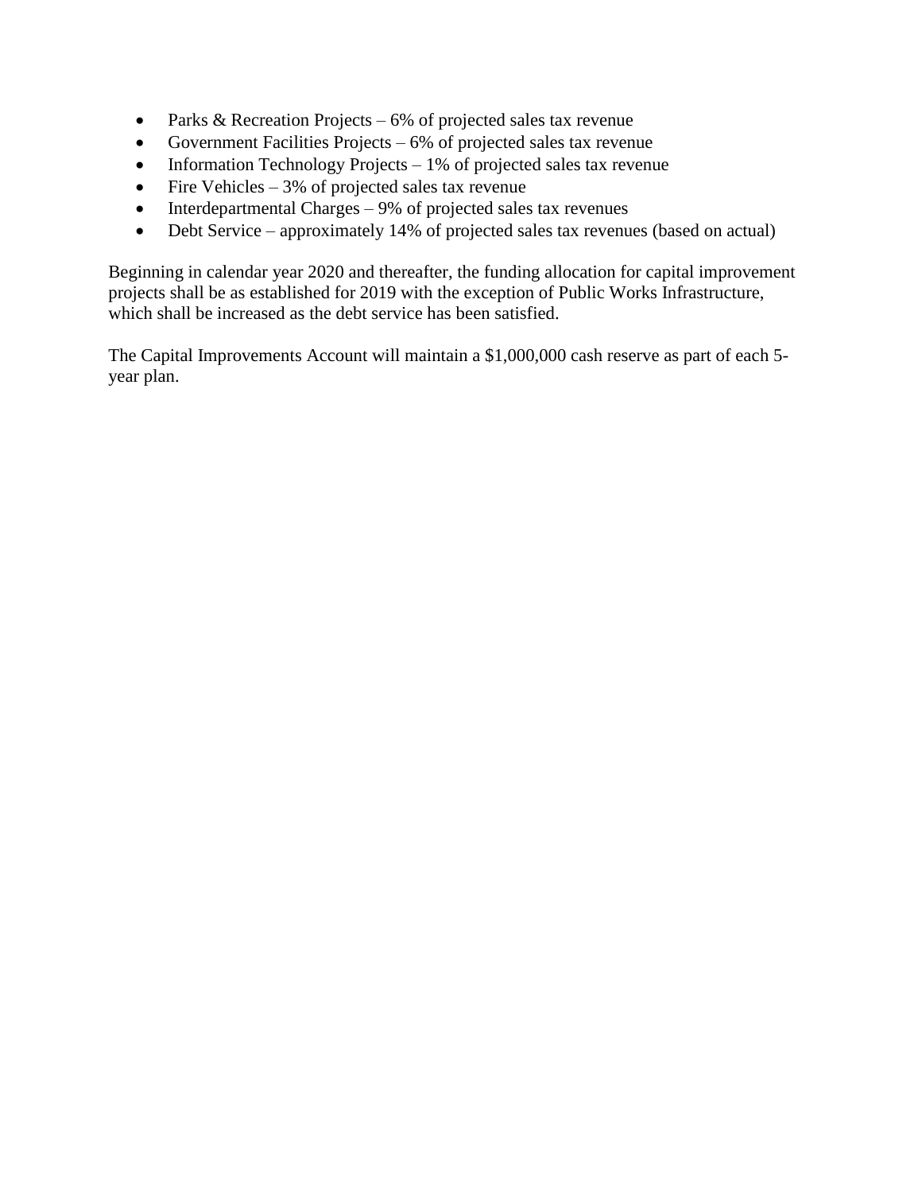- Parks & Recreation Projects – 6% of projected sales tax revenue
- Government Facilities Projects – 6% of projected sales tax revenue
- Information Technology Projects – 1% of projected sales tax revenue
- Fire Vehicles – 3% of projected sales tax revenue
- Interdepartmental Charges – 9% of projected sales tax revenues
- Debt Service – approximately 14% of projected sales tax revenues (based on actual)

Beginning in calendar year 2020 and thereafter, the funding allocation for capital improvement projects shall be as established for 2019 with the exception of Public Works Infrastructure, which shall be increased as the debt service has been satisfied.

The Capital Improvements Account will maintain a $1,000,000 cash reserve as part of each 5-year plan.